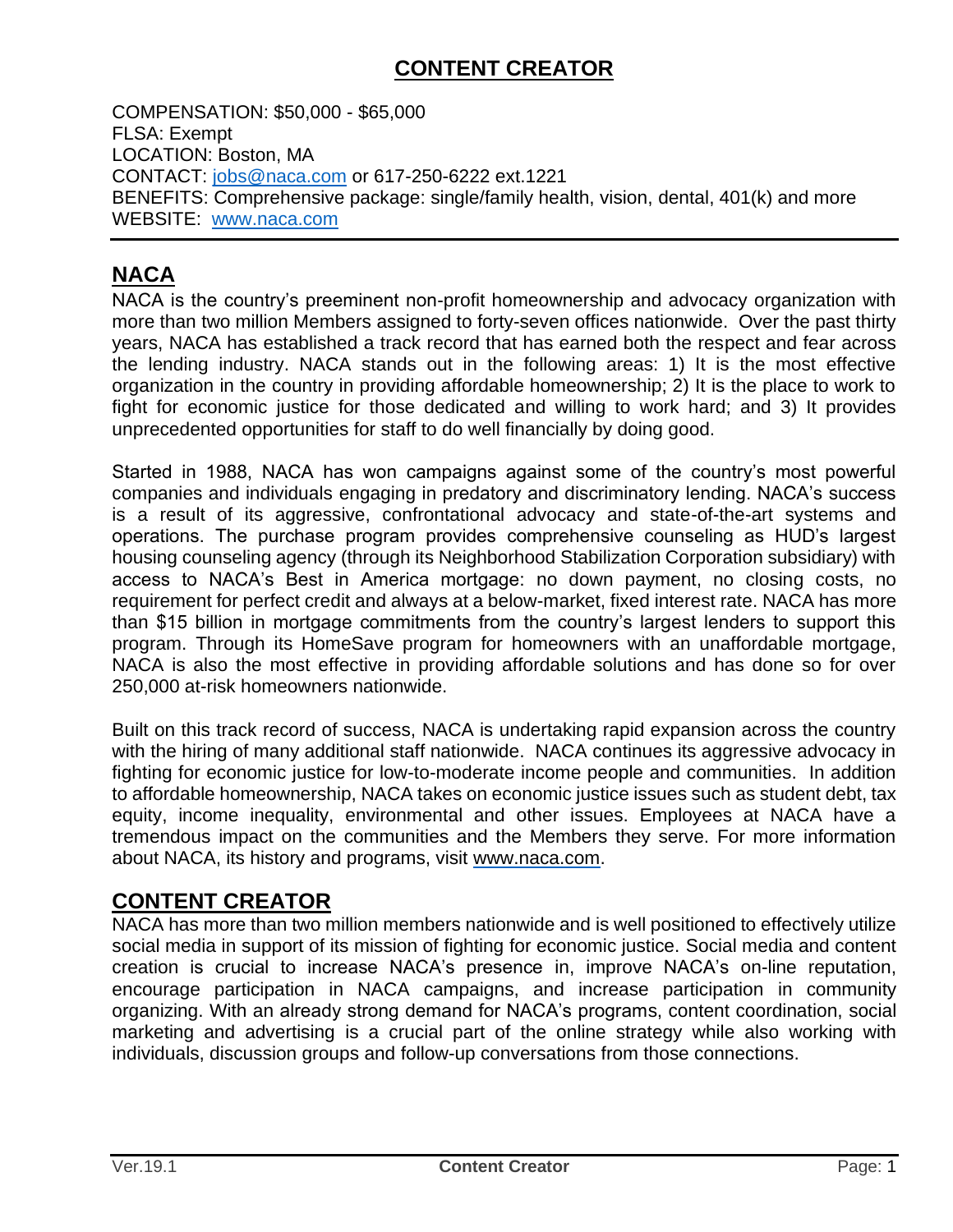# CONTENT CREATOR

COMPENSATION: $50,000 - $65,000
FLSA: Exempt
LOCATION: Boston, MA
CONTACT: jobs@naca.com or 617-250-6222 ext.1221
BENEFITS: Comprehensive package: single/family health, vision, dental, 401(k) and more
WEBSITE: www.naca.com

---

## NACA

NACA is the country's preeminent non-profit homeownership and advocacy organization with more than two million Members assigned to forty-seven offices nationwide. Over the past thirty years, NACA has established a track record that has earned both the respect and fear across the lending industry. NACA stands out in the following areas: 1) It is the most effective organization in the country in providing affordable homeownership; 2) It is the place to work to fight for economic justice for those dedicated and willing to work hard; and 3) It provides unprecedented opportunities for staff to do well financially by doing good.

Started in 1988, NACA has won campaigns against some of the country's most powerful companies and individuals engaging in predatory and discriminatory lending. NACA's success is a result of its aggressive, confrontational advocacy and state-of-the-art systems and operations. The purchase program provides comprehensive counseling as HUD's largest housing counseling agency (through its Neighborhood Stabilization Corporation subsidiary) with access to NACA's Best in America mortgage: no down payment, no closing costs, no requirement for perfect credit and always at a below-market, fixed interest rate. NACA has more than $15 billion in mortgage commitments from the country's largest lenders to support this program. Through its HomeSave program for homeowners with an unaffordable mortgage, NACA is also the most effective in providing affordable solutions and has done so for over 250,000 at-risk homeowners nationwide.

Built on this track record of success, NACA is undertaking rapid expansion across the country with the hiring of many additional staff nationwide. NACA continues its aggressive advocacy in fighting for economic justice for low-to-moderate income people and communities. In addition to affordable homeownership, NACA takes on economic justice issues such as student debt, tax equity, income inequality, environmental and other issues. Employees at NACA have a tremendous impact on the communities and the Members they serve. For more information about NACA, its history and programs, visit www.naca.com.

## CONTENT CREATOR

NACA has more than two million members nationwide and is well positioned to effectively utilize social media in support of its mission of fighting for economic justice. Social media and content creation is crucial to increase NACA's presence in, improve NACA's on-line reputation, encourage participation in NACA campaigns, and increase participation in community organizing. With an already strong demand for NACA's programs, content coordination, social marketing and advertising is a crucial part of the online strategy while also working with individuals, discussion groups and follow-up conversations from those connections.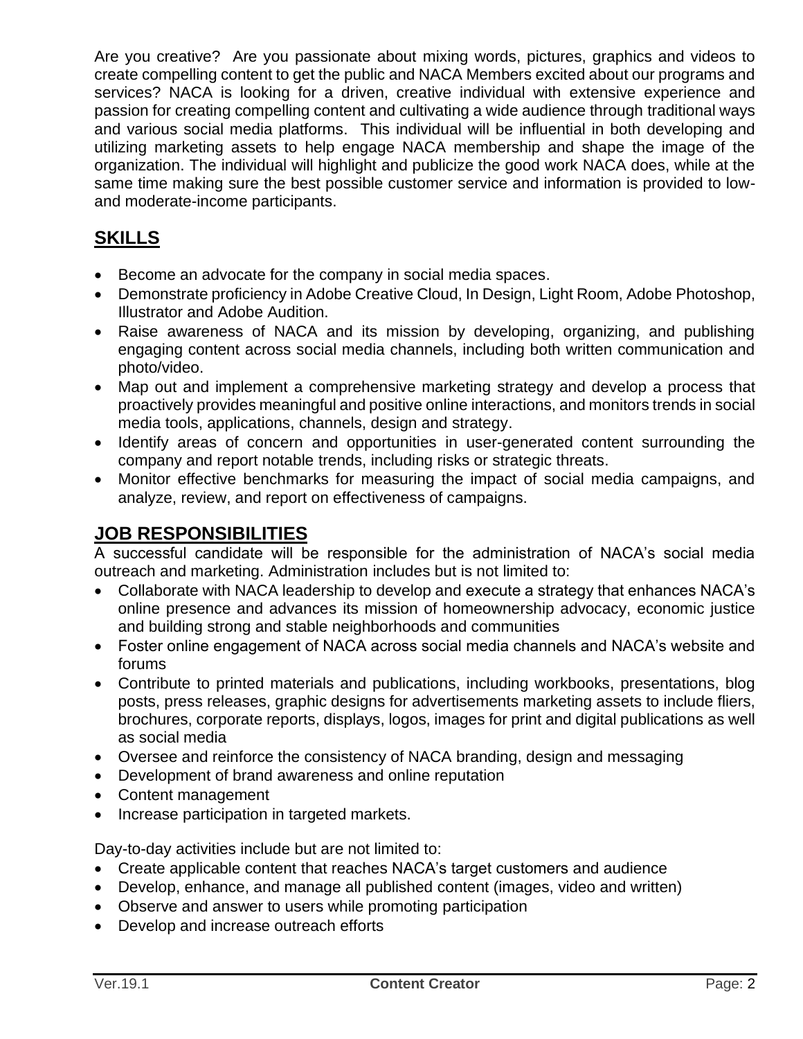Are you creative? Are you passionate about mixing words, pictures, graphics and videos to create compelling content to get the public and NACA Members excited about our programs and services? NACA is looking for a driven, creative individual with extensive experience and passion for creating compelling content and cultivating a wide audience through traditional ways and various social media platforms. This individual will be influential in both developing and utilizing marketing assets to help engage NACA membership and shape the image of the organization. The individual will highlight and publicize the good work NACA does, while at the same time making sure the best possible customer service and information is provided to low- and moderate-income participants.

## SKILLS

- Become an advocate for the company in social media spaces.
- Demonstrate proficiency in Adobe Creative Cloud, In Design, Light Room, Adobe Photoshop, Illustrator and Adobe Audition.
- Raise awareness of NACA and its mission by developing, organizing, and publishing engaging content across social media channels, including both written communication and photo/video.
- Map out and implement a comprehensive marketing strategy and develop a process that proactively provides meaningful and positive online interactions, and monitors trends in social media tools, applications, channels, design and strategy.
- Identify areas of concern and opportunities in user-generated content surrounding the company and report notable trends, including risks or strategic threats.
- Monitor effective benchmarks for measuring the impact of social media campaigns, and analyze, review, and report on effectiveness of campaigns.

## JOB RESPONSIBILITIES

A successful candidate will be responsible for the administration of NACA's social media outreach and marketing. Administration includes but is not limited to:

- Collaborate with NACA leadership to develop and execute a strategy that enhances NACA's online presence and advances its mission of homeownership advocacy, economic justice and building strong and stable neighborhoods and communities
- Foster online engagement of NACA across social media channels and NACA's website and forums
- Contribute to printed materials and publications, including workbooks, presentations, blog posts, press releases, graphic designs for advertisements marketing assets to include fliers, brochures, corporate reports, displays, logos, images for print and digital publications as well as social media
- Oversee and reinforce the consistency of NACA branding, design and messaging
- Development of brand awareness and online reputation
- Content management
- Increase participation in targeted markets.

Day-to-day activities include but are not limited to:

- Create applicable content that reaches NACA's target customers and audience
- Develop, enhance, and manage all published content (images, video and written)
- Observe and answer to users while promoting participation
- Develop and increase outreach efforts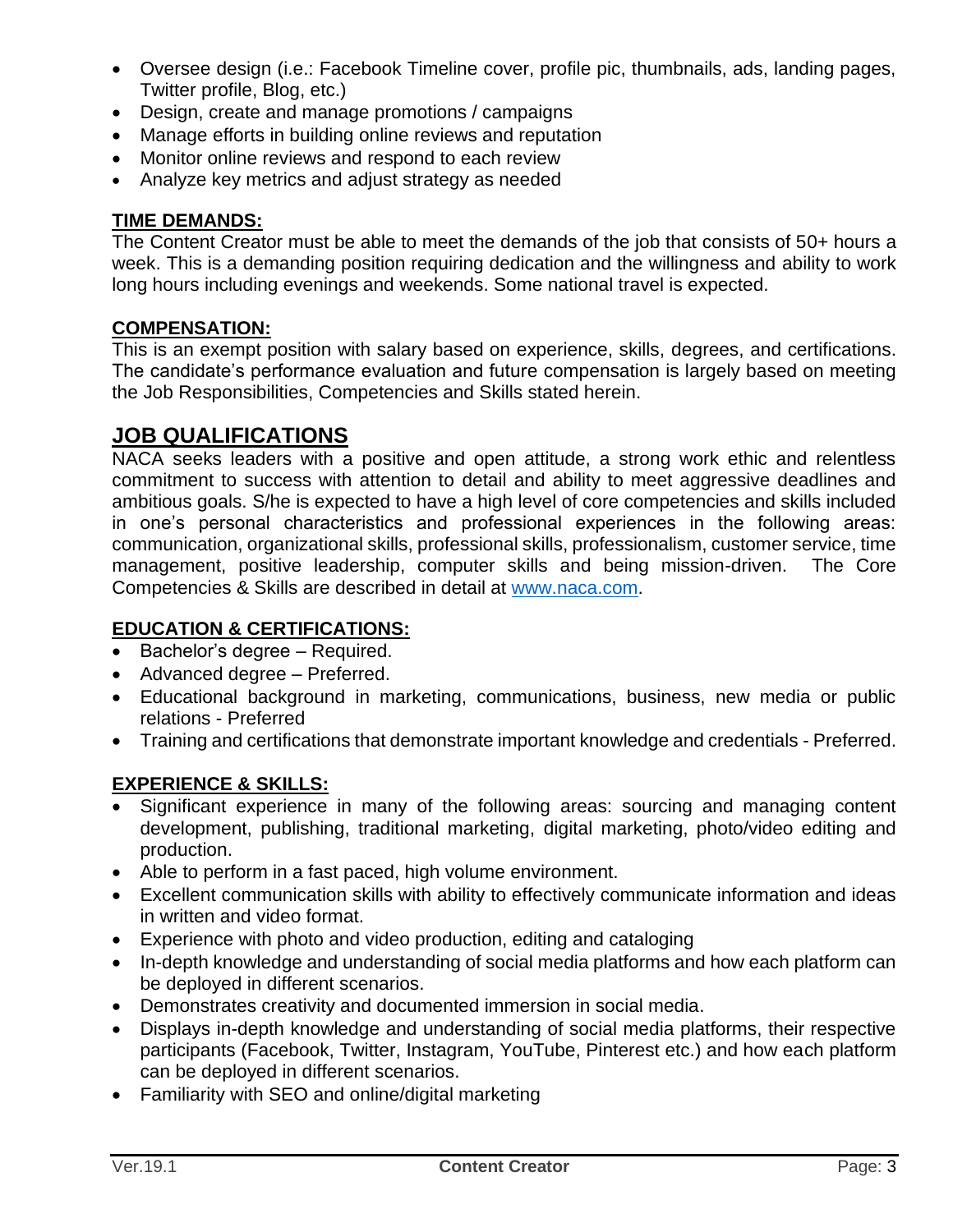- Oversee design (i.e.: Facebook Timeline cover, profile pic, thumbnails, ads, landing pages, Twitter profile, Blog, etc.)
- Design, create and manage promotions / campaigns
- Manage efforts in building online reviews and reputation
- Monitor online reviews and respond to each review
- Analyze key metrics and adjust strategy as needed

### TIME DEMANDS:

The Content Creator must be able to meet the demands of the job that consists of 50+ hours a week. This is a demanding position requiring dedication and the willingness and ability to work long hours including evenings and weekends. Some national travel is expected.

### COMPENSATION:

This is an exempt position with salary based on experience, skills, degrees, and certifications. The candidate's performance evaluation and future compensation is largely based on meeting the Job Responsibilities, Competencies and Skills stated herein.

## JOB QUALIFICATIONS

NACA seeks leaders with a positive and open attitude, a strong work ethic and relentless commitment to success with attention to detail and ability to meet aggressive deadlines and ambitious goals. S/he is expected to have a high level of core competencies and skills included in one's personal characteristics and professional experiences in the following areas: communication, organizational skills, professional skills, professionalism, customer service, time management, positive leadership, computer skills and being mission-driven. The Core Competencies & Skills are described in detail at www.naca.com.

### EDUCATION & CERTIFICATIONS:

- Bachelor's degree – Required.
- Advanced degree – Preferred.
- Educational background in marketing, communications, business, new media or public relations - Preferred
- Training and certifications that demonstrate important knowledge and credentials - Preferred.

### EXPERIENCE & SKILLS:

- Significant experience in many of the following areas: sourcing and managing content development, publishing, traditional marketing, digital marketing, photo/video editing and production.
- Able to perform in a fast paced, high volume environment.
- Excellent communication skills with ability to effectively communicate information and ideas in written and video format.
- Experience with photo and video production, editing and cataloging
- In-depth knowledge and understanding of social media platforms and how each platform can be deployed in different scenarios.
- Demonstrates creativity and documented immersion in social media.
- Displays in-depth knowledge and understanding of social media platforms, their respective participants (Facebook, Twitter, Instagram, YouTube, Pinterest etc.) and how each platform can be deployed in different scenarios.
- Familiarity with SEO and online/digital marketing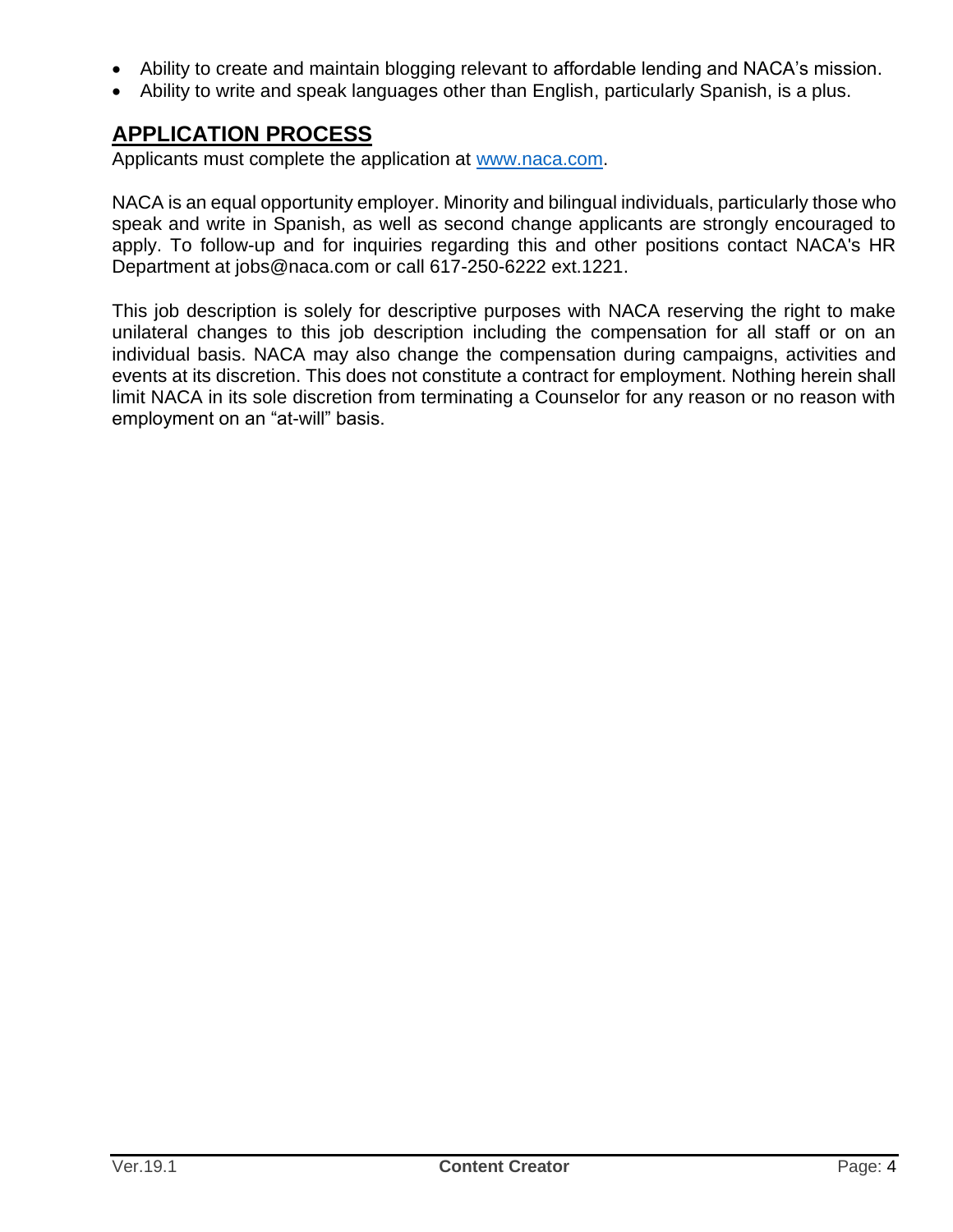- Ability to create and maintain blogging relevant to affordable lending and NACA's mission.
- Ability to write and speak languages other than English, particularly Spanish, is a plus.

## APPLICATION PROCESS

Applicants must complete the application at www.naca.com.

NACA is an equal opportunity employer. Minority and bilingual individuals, particularly those who speak and write in Spanish, as well as second change applicants are strongly encouraged to apply. To follow-up and for inquiries regarding this and other positions contact NACA's HR Department at jobs@naca.com or call 617-250-6222 ext.1221.

This job description is solely for descriptive purposes with NACA reserving the right to make unilateral changes to this job description including the compensation for all staff or on an individual basis. NACA may also change the compensation during campaigns, activities and events at its discretion. This does not constitute a contract for employment. Nothing herein shall limit NACA in its sole discretion from terminating a Counselor for any reason or no reason with employment on an "at-will" basis.